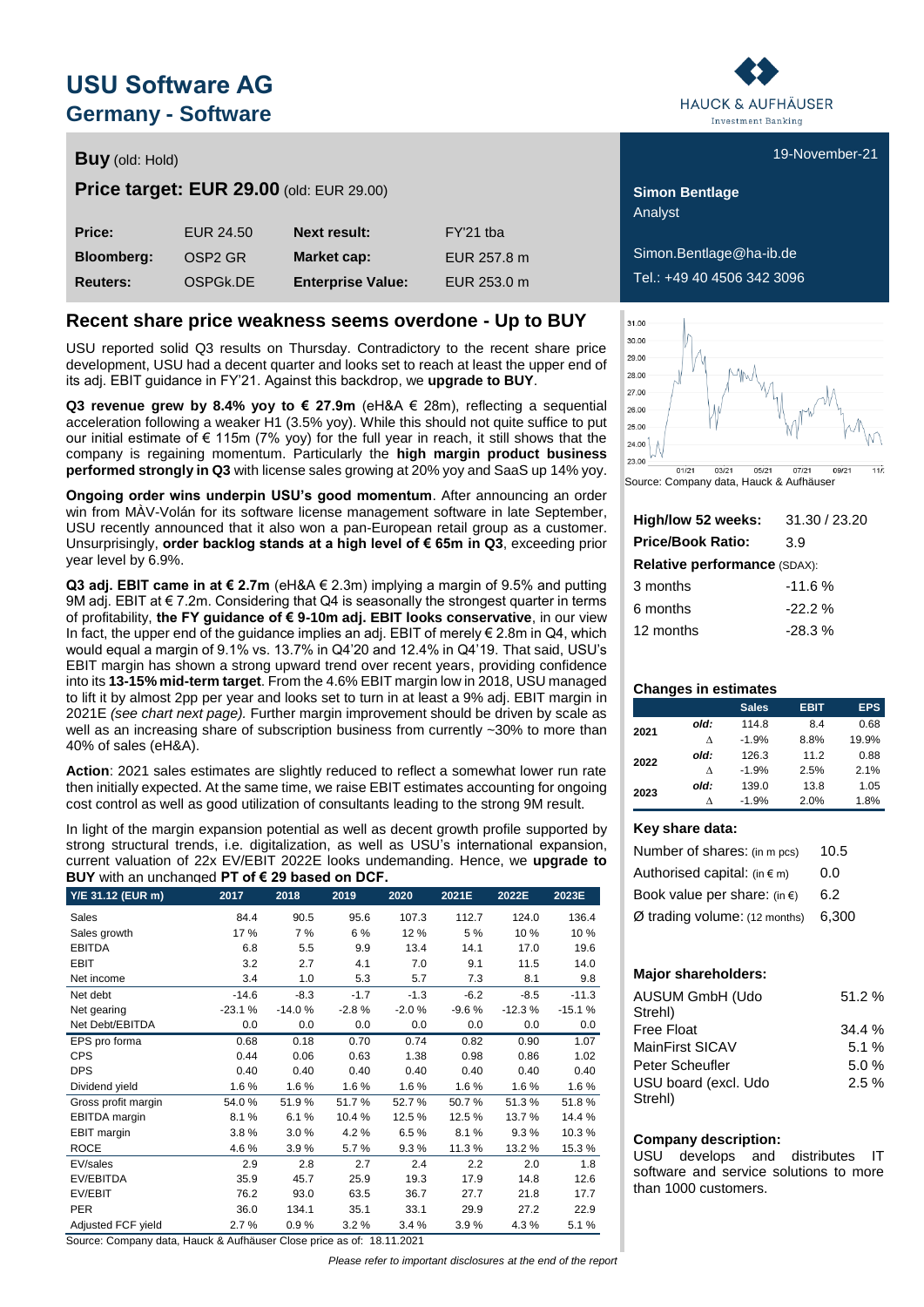# USU Software AG

## Germany - Software

HAUCK & AUFHÄUSER Investment Banking

19-November-21

**Buy** (old: Hold)

**Price target: EUR 29.00** (old: EUR 29.00)

| **Price:** | EUR 24.50 | **Next result:** | FY'21 tba |
|---|---|---|---|
| **Bloomberg:** | OSP2 GR | **Market cap:** | EUR 257.8 m |
| **Reuters:** | OSPGk.DE | **Enterprise Value:** | EUR 253.0 m |

**Simon Bentlage**
Analyst

Simon.Bentlage@ha-ib.de
Tel.: +49 40 4506 342 3096

## Recent share price weakness seems overdone - Up to BUY

USU reported solid Q3 results on Thursday. Contradictory to the recent share price development, USU had a decent quarter and looks set to reach at least the upper end of its adj. EBIT guidance in FY'21. Against this backdrop, we **upgrade to BUY**.

**Q3 revenue grew by 8.4% yoy to € 27.9m** (eH&A € 28m), reflecting a sequential acceleration following a weaker H1 (3.5% yoy). While this should not quite suffice to put our initial estimate of € 115m (7% yoy) for the full year in reach, it still shows that the company is regaining momentum. Particularly the **high margin product business performed strongly in Q3** with license sales growing at 20% yoy and SaaS up 14% yoy.

**Ongoing order wins underpin USU's good momentum**. After announcing an order win from MÀV-Volán for its software license management software in late September, USU recently announced that it also won a pan-European retail group as a customer. Unsurprisingly, **order backlog stands at a high level of € 65m in Q3**, exceeding prior year level by 6.9%.

**Q3 adj. EBIT came in at € 2.7m** (eH&A € 2.3m) implying a margin of 9.5% and putting 9M adj. EBIT at € 7.2m. Considering that Q4 is seasonally the strongest quarter in terms of profitability, **the FY guidance of € 9-10m adj. EBIT looks conservative**, in our view In fact, the upper end of the guidance implies an adj. EBIT of merely € 2.8m in Q4, which would equal a margin of 9.1% vs. 13.7% in Q4'20 and 12.4% in Q4'19. That said, USU's EBIT margin has shown a strong upward trend over recent years, providing confidence into its **13-15% mid-term target**. From the 4.6% EBIT margin low in 2018, USU managed to lift it by almost 2pp per year and looks set to turn in at least a 9% adj. EBIT margin in 2021E *(see chart next page).* Further margin improvement should be driven by scale as well as an increasing share of subscription business from currently ~30% to more than 40% of sales (eH&A).

**Action**: 2021 sales estimates are slightly reduced to reflect a somewhat lower run rate then initially expected. At the same time, we raise EBIT estimates accounting for ongoing cost control as well as good utilization of consultants leading to the strong 9M result.

In light of the margin expansion potential as well as decent growth profile supported by strong structural trends, i.e. digitalization, as well as USU's international expansion, current valuation of 22x EV/EBIT 2022E looks undemanding. Hence, we **upgrade to BUY** with an unchanged **PT of € 29 based on DCF.**

| Y/E 31.12 (EUR m) | 2017 | 2018 | 2019 | 2020 | 2021E | 2022E | 2023E |
|---|---|---|---|---|---|---|---|
| Sales | 84.4 | 90.5 | 95.6 | 107.3 | 112.7 | 124.0 | 136.4 |
| Sales growth | 17 % | 7 % | 6 % | 12 % | 5 % | 10 % | 10 % |
| EBITDA | 6.8 | 5.5 | 9.9 | 13.4 | 14.1 | 17.0 | 19.6 |
| EBIT | 3.2 | 2.7 | 4.1 | 7.0 | 9.1 | 11.5 | 14.0 |
| Net income | 3.4 | 1.0 | 5.3 | 5.7 | 7.3 | 8.1 | 9.8 |
| Net debt | -14.6 | -8.3 | -1.7 | -1.3 | -6.2 | -8.5 | -11.3 |
| Net gearing | -23.1 % | -14.0 % | -2.8 % | -2.0 % | -9.6 % | -12.3 % | -15.1 % |
| Net Debt/EBITDA | 0.0 | 0.0 | 0.0 | 0.0 | 0.0 | 0.0 | 0.0 |
| EPS pro forma | 0.68 | 0.18 | 0.70 | 0.74 | 0.82 | 0.90 | 1.07 |
| CPS | 0.44 | 0.06 | 0.63 | 1.38 | 0.98 | 0.86 | 1.02 |
| DPS | 0.40 | 0.40 | 0.40 | 0.40 | 0.40 | 0.40 | 0.40 |
| Dividend yield | 1.6 % | 1.6 % | 1.6 % | 1.6 % | 1.6 % | 1.6 % | 1.6 % |
| Gross profit margin | 54.0 % | 51.9 % | 51.7 % | 52.7 % | 50.7 % | 51.3 % | 51.8 % |
| EBITDA margin | 8.1 % | 6.1 % | 10.4 % | 12.5 % | 12.5 % | 13.7 % | 14.4 % |
| EBIT margin | 3.8 % | 3.0 % | 4.2 % | 6.5 % | 8.1 % | 9.3 % | 10.3 % |
| ROCE | 4.6 % | 3.9 % | 5.7 % | 9.3 % | 11.3 % | 13.2 % | 15.3 % |
| EV/sales | 2.9 | 2.8 | 2.7 | 2.4 | 2.2 | 2.0 | 1.8 |
| EV/EBITDA | 35.9 | 45.7 | 25.9 | 19.3 | 17.9 | 14.8 | 12.6 |
| EV/EBIT | 76.2 | 93.0 | 63.5 | 36.7 | 27.7 | 21.8 | 17.7 |
| PER | 36.0 | 134.1 | 35.1 | 33.1 | 29.9 | 27.2 | 22.9 |
| Adjusted FCF yield | 2.7 % | 0.9 % | 3.2 % | 3.4 % | 3.9 % | 4.3 % | 5.1 % |

Source: Company data, Hauck & Aufhäuser Close price as of: 18.11.2021

Source: Company data, Hauck & Aufhäuser

| **High/low 52 weeks:** | 31.30 / 23.20 |
|---|---|
| **Price/Book Ratio:** | 3.9 |
| **Relative performance** (SDAX): | |
| 3 months | -11.6 % |
| 6 months | -22.2 % |
| 12 months | -28.3 % |

**Changes in estimates**

| | | Sales | EBIT | EPS |
|---|---|---|---|---|
| 2021 | old: | 114.8 | 8.4 | 0.68 |
| | Δ | -1.9% | 8.8% | 19.9% |
| 2022 | old: | 126.3 | 11.2 | 0.88 |
| | Δ | -1.9% | 2.5% | 2.1% |
| 2023 | old: | 139.0 | 13.8 | 1.05 |
| | Δ | -1.9% | 2.0% | 1.8% |

**Key share data:**

| | |
|---|---|
| Number of shares: (in m pcs) | 10.5 |
| Authorised capital: (in € m) | 0.0 |
| Book value per share: (in €) | 6.2 |
| Ø trading volume: (12 months) | 6,300 |

**Major shareholders:**

| | |
|---|---|
| AUSUM GmbH (Udo Strehl) | 51.2 % |
| Free Float | 34.4 % |
| MainFirst SICAV | 5.1 % |
| Peter Scheufler | 5.0 % |
| USU board (excl. Udo Strehl) | 2.5 % |

**Company description:**
USU develops and distributes IT software and service solutions to more than 1000 customers.

*Please refer to important disclosures at the end of the report*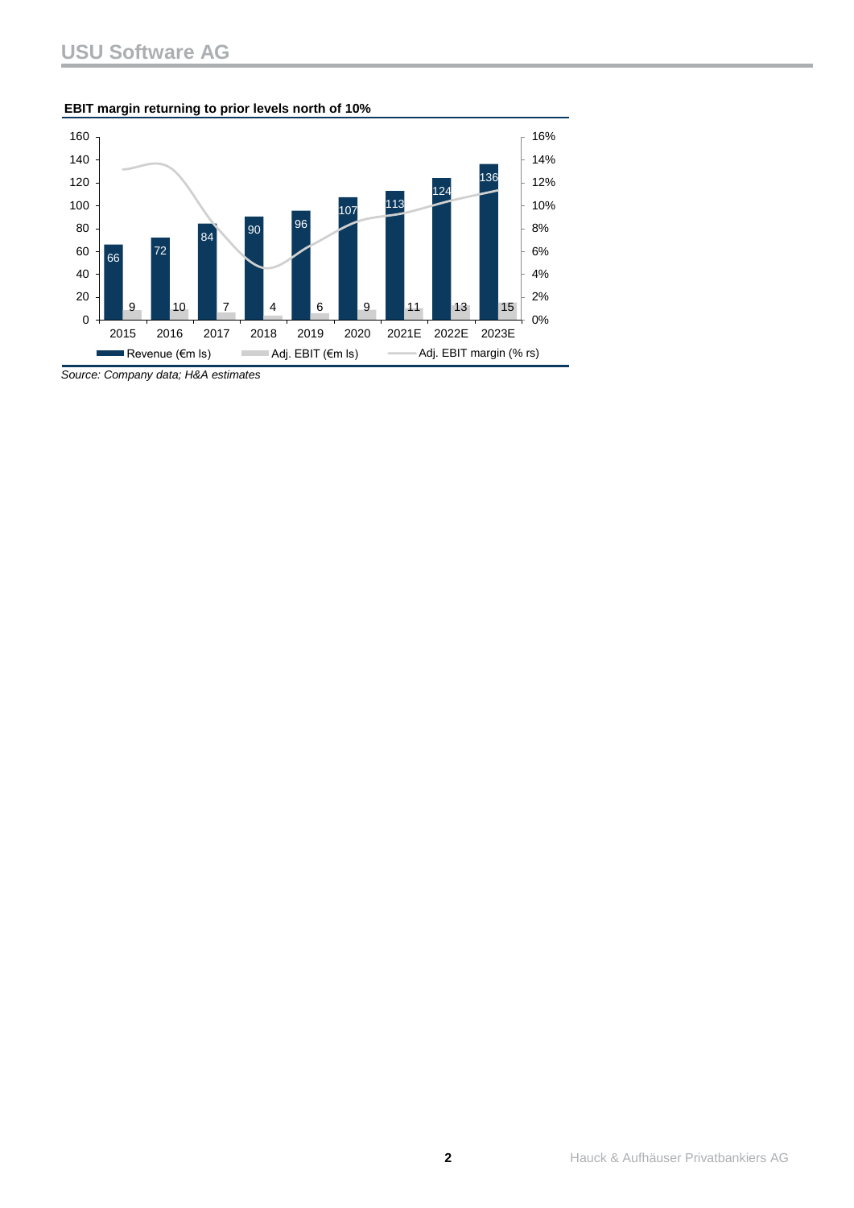**EBIT margin returning to prior levels north of 10%**

| | 2015 | 2016 | 2017 | 2018 | 2019 | 2020 | 2021E | 2022E | 2023E |
|---|---|---|---|---|---|---|---|---|---|
| Revenue (€m ls) | 66 | 72 | 84 | 90 | 96 | 107 | 113 | 124 | 136 |
| Adj. EBIT (€m ls) | 9 | 10 | 7 | 4 | 6 | 9 | 11 | 13 | 15 |

*Source: Company data; H&A estimates*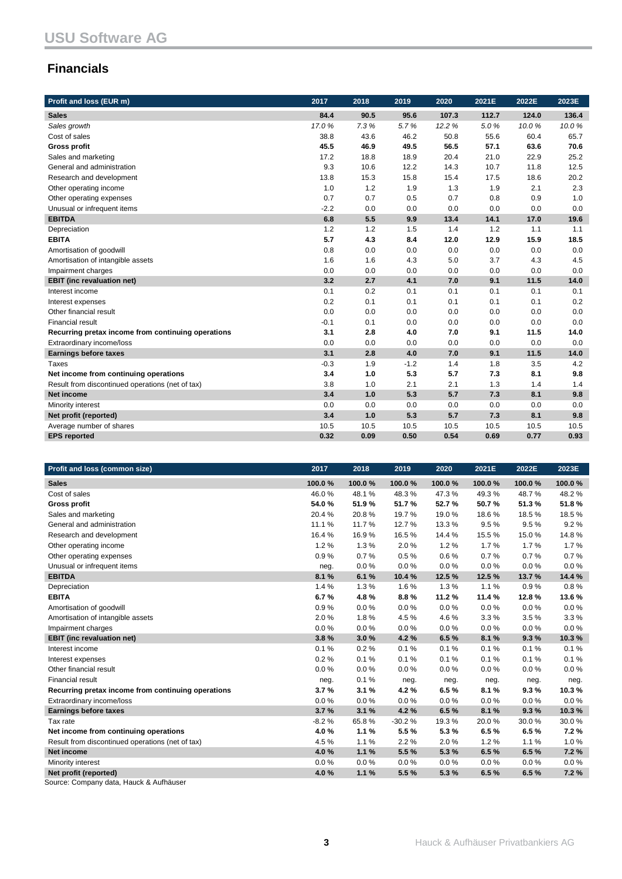## Financials

| Profit and loss (EUR m) | 2017 | 2018 | 2019 | 2020 | 2021E | 2022E | 2023E |
|---|---|---|---|---|---|---|---|
| **Sales** | **84.4** | **90.5** | **95.6** | **107.3** | **112.7** | **124.0** | **136.4** |
| *Sales growth* | *17.0 %* | *7.3 %* | *5.7 %* | *12.2 %* | *5.0 %* | *10.0 %* | *10.0 %* |
| Cost of sales | 38.8 | 43.6 | 46.2 | 50.8 | 55.6 | 60.4 | 65.7 |
| **Gross profit** | **45.5** | **46.9** | **49.5** | **56.5** | **57.1** | **63.6** | **70.6** |
| Sales and marketing | 17.2 | 18.8 | 18.9 | 20.4 | 21.0 | 22.9 | 25.2 |
| General and administration | 9.3 | 10.6 | 12.2 | 14.3 | 10.7 | 11.8 | 12.5 |
| Research and development | 13.8 | 15.3 | 15.8 | 15.4 | 17.5 | 18.6 | 20.2 |
| Other operating income | 1.0 | 1.2 | 1.9 | 1.3 | 1.9 | 2.1 | 2.3 |
| Other operating expenses | 0.7 | 0.7 | 0.5 | 0.7 | 0.8 | 0.9 | 1.0 |
| Unusual or infrequent items | -2.2 | 0.0 | 0.0 | 0.0 | 0.0 | 0.0 | 0.0 |
| **EBITDA** | **6.8** | **5.5** | **9.9** | **13.4** | **14.1** | **17.0** | **19.6** |
| Depreciation | 1.2 | 1.2 | 1.5 | 1.4 | 1.2 | 1.1 | 1.1 |
| **EBITA** | **5.7** | **4.3** | **8.4** | **12.0** | **12.9** | **15.9** | **18.5** |
| Amortisation of goodwill | 0.8 | 0.0 | 0.0 | 0.0 | 0.0 | 0.0 | 0.0 |
| Amortisation of intangible assets | 1.6 | 1.6 | 4.3 | 5.0 | 3.7 | 4.3 | 4.5 |
| Impairment charges | 0.0 | 0.0 | 0.0 | 0.0 | 0.0 | 0.0 | 0.0 |
| **EBIT (inc revaluation net)** | **3.2** | **2.7** | **4.1** | **7.0** | **9.1** | **11.5** | **14.0** |
| Interest income | 0.1 | 0.2 | 0.1 | 0.1 | 0.1 | 0.1 | 0.1 |
| Interest expenses | 0.2 | 0.1 | 0.1 | 0.1 | 0.1 | 0.1 | 0.2 |
| Other financial result | 0.0 | 0.0 | 0.0 | 0.0 | 0.0 | 0.0 | 0.0 |
| Financial result | -0.1 | 0.1 | 0.0 | 0.0 | 0.0 | 0.0 | 0.0 |
| **Recurring pretax income from continuing operations** | **3.1** | **2.8** | **4.0** | **7.0** | **9.1** | **11.5** | **14.0** |
| Extraordinary income/loss | 0.0 | 0.0 | 0.0 | 0.0 | 0.0 | 0.0 | 0.0 |
| **Earnings before taxes** | **3.1** | **2.8** | **4.0** | **7.0** | **9.1** | **11.5** | **14.0** |
| Taxes | -0.3 | 1.9 | -1.2 | 1.4 | 1.8 | 3.5 | 4.2 |
| **Net income from continuing operations** | **3.4** | **1.0** | **5.3** | **5.7** | **7.3** | **8.1** | **9.8** |
| Result from discontinued operations (net of tax) | 3.8 | 1.0 | 2.1 | 2.1 | 1.3 | 1.4 | 1.4 |
| **Net income** | **3.4** | **1.0** | **5.3** | **5.7** | **7.3** | **8.1** | **9.8** |
| Minority interest | 0.0 | 0.0 | 0.0 | 0.0 | 0.0 | 0.0 | 0.0 |
| **Net profit (reported)** | **3.4** | **1.0** | **5.3** | **5.7** | **7.3** | **8.1** | **9.8** |
| Average number of shares | 10.5 | 10.5 | 10.5 | 10.5 | 10.5 | 10.5 | 10.5 |
| **EPS reported** | **0.32** | **0.09** | **0.50** | **0.54** | **0.69** | **0.77** | **0.93** |

| Profit and loss (common size) | 2017 | 2018 | 2019 | 2020 | 2021E | 2022E | 2023E |
|---|---|---|---|---|---|---|---|
| **Sales** | **100.0 %** | **100.0 %** | **100.0 %** | **100.0 %** | **100.0 %** | **100.0 %** | **100.0 %** |
| Cost of sales | 46.0 % | 48.1 % | 48.3 % | 47.3 % | 49.3 % | 48.7 % | 48.2 % |
| **Gross profit** | **54.0 %** | **51.9 %** | **51.7 %** | **52.7 %** | **50.7 %** | **51.3 %** | **51.8 %** |
| Sales and marketing | 20.4 % | 20.8 % | 19.7 % | 19.0 % | 18.6 % | 18.5 % | 18.5 % |
| General and administration | 11.1 % | 11.7 % | 12.7 % | 13.3 % | 9.5 % | 9.5 % | 9.2 % |
| Research and development | 16.4 % | 16.9 % | 16.5 % | 14.4 % | 15.5 % | 15.0 % | 14.8 % |
| Other operating income | 1.2 % | 1.3 % | 2.0 % | 1.2 % | 1.7 % | 1.7 % | 1.7 % |
| Other operating expenses | 0.9 % | 0.7 % | 0.5 % | 0.6 % | 0.7 % | 0.7 % | 0.7 % |
| Unusual or infrequent items | neg. | 0.0 % | 0.0 % | 0.0 % | 0.0 % | 0.0 % | 0.0 % |
| **EBITDA** | **8.1 %** | **6.1 %** | **10.4 %** | **12.5 %** | **12.5 %** | **13.7 %** | **14.4 %** |
| Depreciation | 1.4 % | 1.3 % | 1.6 % | 1.3 % | 1.1 % | 0.9 % | 0.8 % |
| **EBITA** | **6.7 %** | **4.8 %** | **8.8 %** | **11.2 %** | **11.4 %** | **12.8 %** | **13.6 %** |
| Amortisation of goodwill | 0.9 % | 0.0 % | 0.0 % | 0.0 % | 0.0 % | 0.0 % | 0.0 % |
| Amortisation of intangible assets | 2.0 % | 1.8 % | 4.5 % | 4.6 % | 3.3 % | 3.5 % | 3.3 % |
| Impairment charges | 0.0 % | 0.0 % | 0.0 % | 0.0 % | 0.0 % | 0.0 % | 0.0 % |
| **EBIT (inc revaluation net)** | **3.8 %** | **3.0 %** | **4.2 %** | **6.5 %** | **8.1 %** | **9.3 %** | **10.3 %** |
| Interest income | 0.1 % | 0.2 % | 0.1 % | 0.1 % | 0.1 % | 0.1 % | 0.1 % |
| Interest expenses | 0.2 % | 0.1 % | 0.1 % | 0.1 % | 0.1 % | 0.1 % | 0.1 % |
| Other financial result | 0.0 % | 0.0 % | 0.0 % | 0.0 % | 0.0 % | 0.0 % | 0.0 % |
| Financial result | neg. | 0.1 % | neg. | neg. | neg. | neg. | neg. |
| **Recurring pretax income from continuing operations** | **3.7 %** | **3.1 %** | **4.2 %** | **6.5 %** | **8.1 %** | **9.3 %** | **10.3 %** |
| Extraordinary income/loss | 0.0 % | 0.0 % | 0.0 % | 0.0 % | 0.0 % | 0.0 % | 0.0 % |
| **Earnings before taxes** | **3.7 %** | **3.1 %** | **4.2 %** | **6.5 %** | **8.1 %** | **9.3 %** | **10.3 %** |
| Tax rate | -8.2 % | 65.8 % | -30.2 % | 19.3 % | 20.0 % | 30.0 % | 30.0 % |
| **Net income from continuing operations** | **4.0 %** | **1.1 %** | **5.5 %** | **5.3 %** | **6.5 %** | **6.5 %** | **7.2 %** |
| Result from discontinued operations (net of tax) | 4.5 % | 1.1 % | 2.2 % | 2.0 % | 1.2 % | 1.1 % | 1.0 % |
| **Net income** | **4.0 %** | **1.1 %** | **5.5 %** | **5.3 %** | **6.5 %** | **6.5 %** | **7.2 %** |
| Minority interest | 0.0 % | 0.0 % | 0.0 % | 0.0 % | 0.0 % | 0.0 % | 0.0 % |
| **Net profit (reported)** | **4.0 %** | **1.1 %** | **5.5 %** | **5.3 %** | **6.5 %** | **6.5 %** | **7.2 %** |

Source: Company data, Hauck & Aufhäuser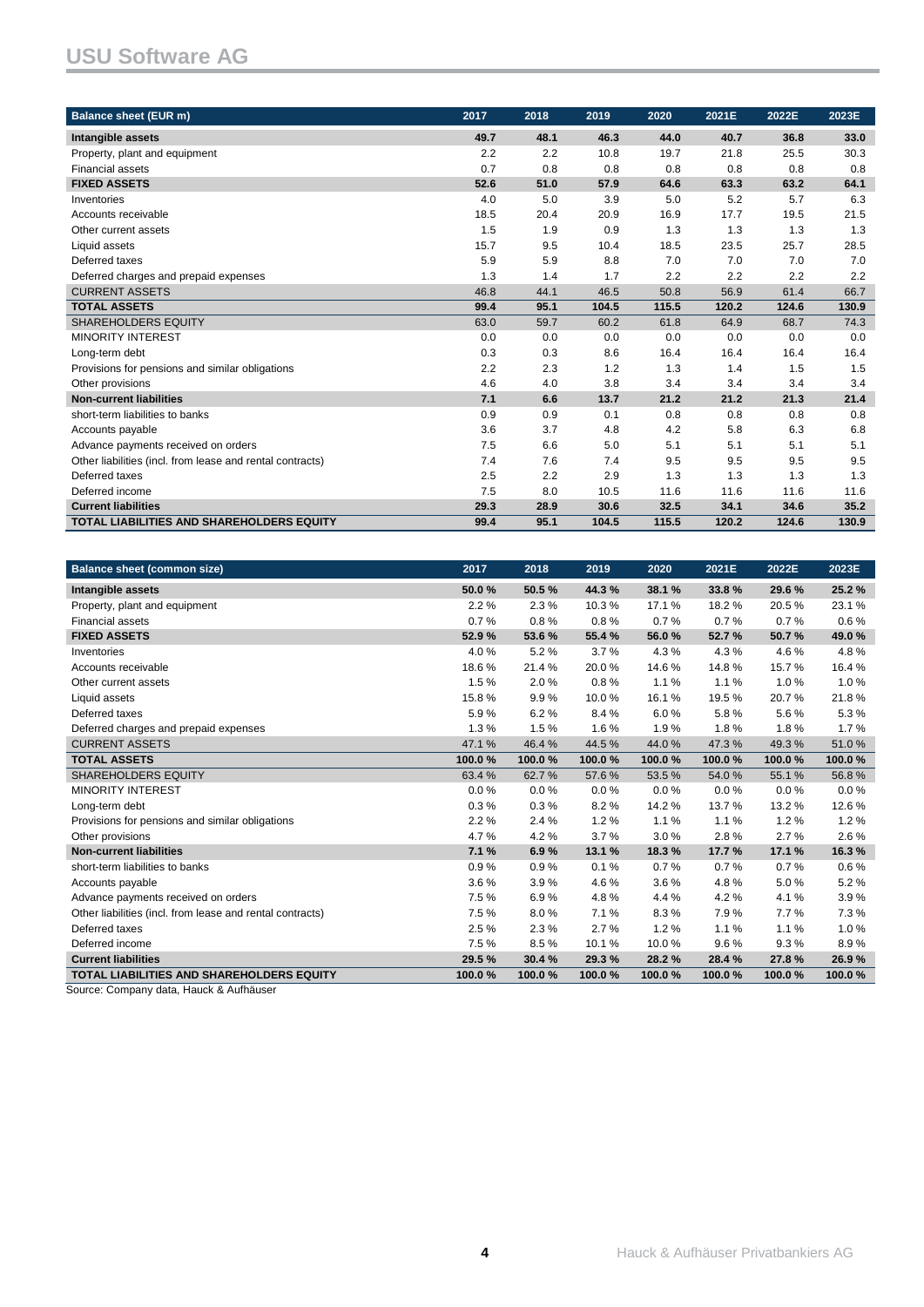| Balance sheet (EUR m) | 2017 | 2018 | 2019 | 2020 | 2021E | 2022E | 2023E |
|---|---|---|---|---|---|---|---|
| **Intangible assets** | **49.7** | **48.1** | **46.3** | **44.0** | **40.7** | **36.8** | **33.0** |
| Property, plant and equipment | 2.2 | 2.2 | 10.8 | 19.7 | 21.8 | 25.5 | 30.3 |
| Financial assets | 0.7 | 0.8 | 0.8 | 0.8 | 0.8 | 0.8 | 0.8 |
| **FIXED ASSETS** | **52.6** | **51.0** | **57.9** | **64.6** | **63.3** | **63.2** | **64.1** |
| Inventories | 4.0 | 5.0 | 3.9 | 5.0 | 5.2 | 5.7 | 6.3 |
| Accounts receivable | 18.5 | 20.4 | 20.9 | 16.9 | 17.7 | 19.5 | 21.5 |
| Other current assets | 1.5 | 1.9 | 0.9 | 1.3 | 1.3 | 1.3 | 1.3 |
| Liquid assets | 15.7 | 9.5 | 10.4 | 18.5 | 23.5 | 25.7 | 28.5 |
| Deferred taxes | 5.9 | 5.9 | 8.8 | 7.0 | 7.0 | 7.0 | 7.0 |
| Deferred charges and prepaid expenses | 1.3 | 1.4 | 1.7 | 2.2 | 2.2 | 2.2 | 2.2 |
| CURRENT ASSETS | 46.8 | 44.1 | 46.5 | 50.8 | 56.9 | 61.4 | 66.7 |
| **TOTAL ASSETS** | **99.4** | **95.1** | **104.5** | **115.5** | **120.2** | **124.6** | **130.9** |
| SHAREHOLDERS EQUITY | 63.0 | 59.7 | 60.2 | 61.8 | 64.9 | 68.7 | 74.3 |
| MINORITY INTEREST | 0.0 | 0.0 | 0.0 | 0.0 | 0.0 | 0.0 | 0.0 |
| Long-term debt | 0.3 | 0.3 | 8.6 | 16.4 | 16.4 | 16.4 | 16.4 |
| Provisions for pensions and similar obligations | 2.2 | 2.3 | 1.2 | 1.3 | 1.4 | 1.5 | 1.5 |
| Other provisions | 4.6 | 4.0 | 3.8 | 3.4 | 3.4 | 3.4 | 3.4 |
| **Non-current liabilities** | **7.1** | **6.6** | **13.7** | **21.2** | **21.2** | **21.3** | **21.4** |
| short-term liabilities to banks | 0.9 | 0.9 | 0.1 | 0.8 | 0.8 | 0.8 | 0.8 |
| Accounts payable | 3.6 | 3.7 | 4.8 | 4.2 | 5.8 | 6.3 | 6.8 |
| Advance payments received on orders | 7.5 | 6.6 | 5.0 | 5.1 | 5.1 | 5.1 | 5.1 |
| Other liabilities (incl. from lease and rental contracts) | 7.4 | 7.6 | 7.4 | 9.5 | 9.5 | 9.5 | 9.5 |
| Deferred taxes | 2.5 | 2.2 | 2.9 | 1.3 | 1.3 | 1.3 | 1.3 |
| Deferred income | 7.5 | 8.0 | 10.5 | 11.6 | 11.6 | 11.6 | 11.6 |
| **Current liabilities** | **29.3** | **28.9** | **30.6** | **32.5** | **34.1** | **34.6** | **35.2** |
| **TOTAL LIABILITIES AND SHAREHOLDERS EQUITY** | **99.4** | **95.1** | **104.5** | **115.5** | **120.2** | **124.6** | **130.9** |

| Balance sheet (common size) | 2017 | 2018 | 2019 | 2020 | 2021E | 2022E | 2023E |
|---|---|---|---|---|---|---|---|
| **Intangible assets** | **50.0 %** | **50.5 %** | **44.3 %** | **38.1 %** | **33.8 %** | **29.6 %** | **25.2 %** |
| Property, plant and equipment | 2.2 % | 2.3 % | 10.3 % | 17.1 % | 18.2 % | 20.5 % | 23.1 % |
| Financial assets | 0.7 % | 0.8 % | 0.8 % | 0.7 % | 0.7 % | 0.7 % | 0.6 % |
| **FIXED ASSETS** | **52.9 %** | **53.6 %** | **55.4 %** | **56.0 %** | **52.7 %** | **50.7 %** | **49.0 %** |
| Inventories | 4.0 % | 5.2 % | 3.7 % | 4.3 % | 4.3 % | 4.6 % | 4.8 % |
| Accounts receivable | 18.6 % | 21.4 % | 20.0 % | 14.6 % | 14.8 % | 15.7 % | 16.4 % |
| Other current assets | 1.5 % | 2.0 % | 0.8 % | 1.1 % | 1.1 % | 1.0 % | 1.0 % |
| Liquid assets | 15.8 % | 9.9 % | 10.0 % | 16.1 % | 19.5 % | 20.7 % | 21.8 % |
| Deferred taxes | 5.9 % | 6.2 % | 8.4 % | 6.0 % | 5.8 % | 5.6 % | 5.3 % |
| Deferred charges and prepaid expenses | 1.3 % | 1.5 % | 1.6 % | 1.9 % | 1.8 % | 1.8 % | 1.7 % |
| CURRENT ASSETS | 47.1 % | 46.4 % | 44.5 % | 44.0 % | 47.3 % | 49.3 % | 51.0 % |
| **TOTAL ASSETS** | **100.0 %** | **100.0 %** | **100.0 %** | **100.0 %** | **100.0 %** | **100.0 %** | **100.0 %** |
| SHAREHOLDERS EQUITY | 63.4 % | 62.7 % | 57.6 % | 53.5 % | 54.0 % | 55.1 % | 56.8 % |
| MINORITY INTEREST | 0.0 % | 0.0 % | 0.0 % | 0.0 % | 0.0 % | 0.0 % | 0.0 % |
| Long-term debt | 0.3 % | 0.3 % | 8.2 % | 14.2 % | 13.7 % | 13.2 % | 12.6 % |
| Provisions for pensions and similar obligations | 2.2 % | 2.4 % | 1.2 % | 1.1 % | 1.1 % | 1.2 % | 1.2 % |
| Other provisions | 4.7 % | 4.2 % | 3.7 % | 3.0 % | 2.8 % | 2.7 % | 2.6 % |
| **Non-current liabilities** | **7.1 %** | **6.9 %** | **13.1 %** | **18.3 %** | **17.7 %** | **17.1 %** | **16.3 %** |
| short-term liabilities to banks | 0.9 % | 0.9 % | 0.1 % | 0.7 % | 0.7 % | 0.7 % | 0.6 % |
| Accounts payable | 3.6 % | 3.9 % | 4.6 % | 3.6 % | 4.8 % | 5.0 % | 5.2 % |
| Advance payments received on orders | 7.5 % | 6.9 % | 4.8 % | 4.4 % | 4.2 % | 4.1 % | 3.9 % |
| Other liabilities (incl. from lease and rental contracts) | 7.5 % | 8.0 % | 7.1 % | 8.3 % | 7.9 % | 7.7 % | 7.3 % |
| Deferred taxes | 2.5 % | 2.3 % | 2.7 % | 1.2 % | 1.1 % | 1.1 % | 1.0 % |
| Deferred income | 7.5 % | 8.5 % | 10.1 % | 10.0 % | 9.6 % | 9.3 % | 8.9 % |
| **Current liabilities** | **29.5 %** | **30.4 %** | **29.3 %** | **28.2 %** | **28.4 %** | **27.8 %** | **26.9 %** |
| **TOTAL LIABILITIES AND SHAREHOLDERS EQUITY** | **100.0 %** | **100.0 %** | **100.0 %** | **100.0 %** | **100.0 %** | **100.0 %** | **100.0 %** |

Source: Company data, Hauck & Aufhäuser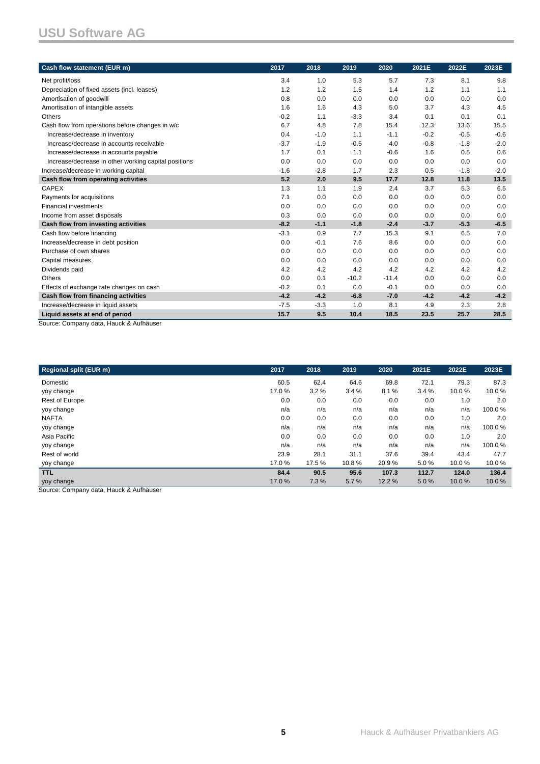| Cash flow statement (EUR m) | 2017 | 2018 | 2019 | 2020 | 2021E | 2022E | 2023E |
|---|---|---|---|---|---|---|---|
| Net profit/loss | 3.4 | 1.0 | 5.3 | 5.7 | 7.3 | 8.1 | 9.8 |
| Depreciation of fixed assets (incl. leases) | 1.2 | 1.2 | 1.5 | 1.4 | 1.2 | 1.1 | 1.1 |
| Amortisation of goodwill | 0.8 | 0.0 | 0.0 | 0.0 | 0.0 | 0.0 | 0.0 |
| Amortisation of intangible assets | 1.6 | 1.6 | 4.3 | 5.0 | 3.7 | 4.3 | 4.5 |
| Others | -0.2 | 1.1 | -3.3 | 3.4 | 0.1 | 0.1 | 0.1 |
| Cash flow from operations before changes in w/c | 6.7 | 4.8 | 7.8 | 15.4 | 12.3 | 13.6 | 15.5 |
| Increase/decrease in inventory | 0.4 | -1.0 | 1.1 | -1.1 | -0.2 | -0.5 | -0.6 |
| Increase/decrease in accounts receivable | -3.7 | -1.9 | -0.5 | 4.0 | -0.8 | -1.8 | -2.0 |
| Increase/decrease in accounts payable | 1.7 | 0.1 | 1.1 | -0.6 | 1.6 | 0.5 | 0.6 |
| Increase/decrease in other working capital positions | 0.0 | 0.0 | 0.0 | 0.0 | 0.0 | 0.0 | 0.0 |
| Increase/decrease in working capital | -1.6 | -2.8 | 1.7 | 2.3 | 0.5 | -1.8 | -2.0 |
| **Cash flow from operating activities** | **5.2** | **2.0** | **9.5** | **17.7** | **12.8** | **11.8** | **13.5** |
| CAPEX | 1.3 | 1.1 | 1.9 | 2.4 | 3.7 | 5.3 | 6.5 |
| Payments for acquisitions | 7.1 | 0.0 | 0.0 | 0.0 | 0.0 | 0.0 | 0.0 |
| Financial investments | 0.0 | 0.0 | 0.0 | 0.0 | 0.0 | 0.0 | 0.0 |
| Income from asset disposals | 0.3 | 0.0 | 0.0 | 0.0 | 0.0 | 0.0 | 0.0 |
| **Cash flow from investing activities** | **-8.2** | **-1.1** | **-1.8** | **-2.4** | **-3.7** | **-5.3** | **-6.5** |
| Cash flow before financing | -3.1 | 0.9 | 7.7 | 15.3 | 9.1 | 6.5 | 7.0 |
| Increase/decrease in debt position | 0.0 | -0.1 | 7.6 | 8.6 | 0.0 | 0.0 | 0.0 |
| Purchase of own shares | 0.0 | 0.0 | 0.0 | 0.0 | 0.0 | 0.0 | 0.0 |
| Capital measures | 0.0 | 0.0 | 0.0 | 0.0 | 0.0 | 0.0 | 0.0 |
| Dividends paid | 4.2 | 4.2 | 4.2 | 4.2 | 4.2 | 4.2 | 4.2 |
| Others | 0.0 | 0.1 | -10.2 | -11.4 | 0.0 | 0.0 | 0.0 |
| Effects of exchange rate changes on cash | -0.2 | 0.1 | 0.0 | -0.1 | 0.0 | 0.0 | 0.0 |
| **Cash flow from financing activities** | **-4.2** | **-4.2** | **-6.8** | **-7.0** | **-4.2** | **-4.2** | **-4.2** |
| Increase/decrease in liquid assets | -7.5 | -3.3 | 1.0 | 8.1 | 4.9 | 2.3 | 2.8 |
| **Liquid assets at end of period** | **15.7** | **9.5** | **10.4** | **18.5** | **23.5** | **25.7** | **28.5** |

Source: Company data, Hauck & Aufhäuser

| Regional split (EUR m) | 2017 | 2018 | 2019 | 2020 | 2021E | 2022E | 2023E |
|---|---|---|---|---|---|---|---|
| Domestic | 60.5 | 62.4 | 64.6 | 69.8 | 72.1 | 79.3 | 87.3 |
| yoy change | 17.0 % | 3.2 % | 3.4 % | 8.1 % | 3.4 % | 10.0 % | 10.0 % |
| Rest of Europe | 0.0 | 0.0 | 0.0 | 0.0 | 0.0 | 1.0 | 2.0 |
| yoy change | n/a | n/a | n/a | n/a | n/a | n/a | 100.0 % |
| NAFTA | 0.0 | 0.0 | 0.0 | 0.0 | 0.0 | 1.0 | 2.0 |
| yoy change | n/a | n/a | n/a | n/a | n/a | n/a | 100.0 % |
| Asia Pacific | 0.0 | 0.0 | 0.0 | 0.0 | 0.0 | 1.0 | 2.0 |
| yoy change | n/a | n/a | n/a | n/a | n/a | n/a | 100.0 % |
| Rest of world | 23.9 | 28.1 | 31.1 | 37.6 | 39.4 | 43.4 | 47.7 |
| yoy change | 17.0 % | 17.5 % | 10.8 % | 20.9 % | 5.0 % | 10.0 % | 10.0 % |
| **TTL** | **84.4** | **90.5** | **95.6** | **107.3** | **112.7** | **124.0** | **136.4** |
| yoy change | 17.0 % | 7.3 % | 5.7 % | 12.2 % | 5.0 % | 10.0 % | 10.0 % |

Source: Company data, Hauck & Aufhäuser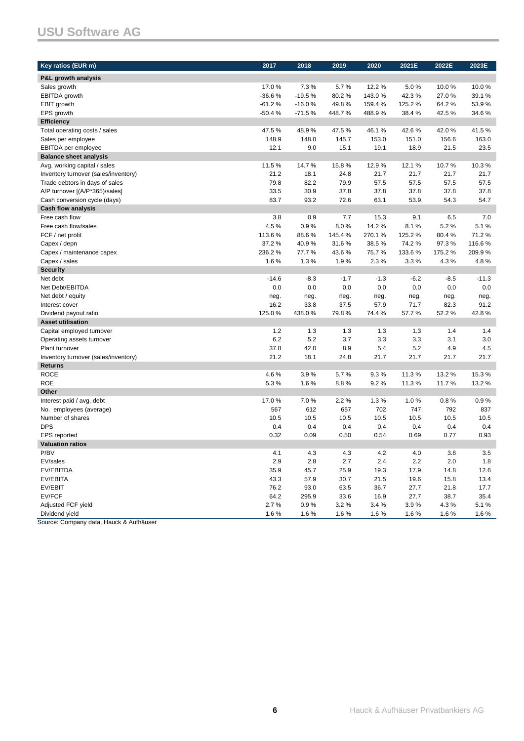## USU Software AG

| Key ratios (EUR m) | 2017 | 2018 | 2019 | 2020 | 2021E | 2022E | 2023E |
|---|---|---|---|---|---|---|---|
| **P&L growth analysis** | | | | | | | |
| Sales growth | 17.0 % | 7.3 % | 5.7 % | 12.2 % | 5.0 % | 10.0 % | 10.0 % |
| EBITDA growth | -36.6 % | -19.5 % | 80.2 % | 143.0 % | 42.3 % | 27.0 % | 39.1 % |
| EBIT growth | -61.2 % | -16.0 % | 49.8 % | 159.4 % | 125.2 % | 64.2 % | 53.9 % |
| EPS growth | -50.4 % | -71.5 % | 448.7 % | 488.9 % | 38.4 % | 42.5 % | 34.6 % |
| **Efficiency** | | | | | | | |
| Total operating costs / sales | 47.5 % | 48.9 % | 47.5 % | 46.1 % | 42.6 % | 42.0 % | 41.5 % |
| Sales per employee | 148.9 | 148.0 | 145.7 | 153.0 | 151.0 | 156.6 | 163.0 |
| EBITDA per employee | 12.1 | 9.0 | 15.1 | 19.1 | 18.9 | 21.5 | 23.5 |
| **Balance sheet analysis** | | | | | | | |
| Avg. working capital / sales | 11.5 % | 14.7 % | 15.8 % | 12.9 % | 12.1 % | 10.7 % | 10.3 % |
| Inventory turnover (sales/inventory) | 21.2 | 18.1 | 24.8 | 21.7 | 21.7 | 21.7 | 21.7 |
| Trade debtors in days of sales | 79.8 | 82.2 | 79.9 | 57.5 | 57.5 | 57.5 | 57.5 |
| A/P turnover [(A/P*365)/sales] | 33.5 | 30.9 | 37.8 | 37.8 | 37.8 | 37.8 | 37.8 |
| Cash conversion cycle (days) | 83.7 | 93.2 | 72.6 | 63.1 | 53.9 | 54.3 | 54.7 |
| **Cash flow analysis** | | | | | | | |
| Free cash flow | 3.8 | 0.9 | 7.7 | 15.3 | 9.1 | 6.5 | 7.0 |
| Free cash flow/sales | 4.5 % | 0.9 % | 8.0 % | 14.2 % | 8.1 % | 5.2 % | 5.1 % |
| FCF / net profit | 113.6 % | 88.6 % | 145.4 % | 270.1 % | 125.2 % | 80.4 % | 71.2 % |
| Capex / depn | 37.2 % | 40.9 % | 31.6 % | 38.5 % | 74.2 % | 97.3 % | 116.6 % |
| Capex / maintenance capex | 236.2 % | 77.7 % | 43.6 % | 75.7 % | 133.6 % | 175.2 % | 209.9 % |
| Capex / sales | 1.6 % | 1.3 % | 1.9 % | 2.3 % | 3.3 % | 4.3 % | 4.8 % |
| **Security** | | | | | | | |
| Net debt | -14.6 | -8.3 | -1.7 | -1.3 | -6.2 | -8.5 | -11.3 |
| Net Debt/EBITDA | 0.0 | 0.0 | 0.0 | 0.0 | 0.0 | 0.0 | 0.0 |
| Net debt / equity | neg. | neg. | neg. | neg. | neg. | neg. | neg. |
| Interest cover | 16.2 | 33.8 | 37.5 | 57.9 | 71.7 | 82.3 | 91.2 |
| Dividend payout ratio | 125.0 % | 438.0 % | 79.8 % | 74.4 % | 57.7 % | 52.2 % | 42.8 % |
| **Asset utilisation** | | | | | | | |
| Capital employed turnover | 1.2 | 1.3 | 1.3 | 1.3 | 1.3 | 1.4 | 1.4 |
| Operating assets turnover | 6.2 | 5.2 | 3.7 | 3.3 | 3.3 | 3.1 | 3.0 |
| Plant turnover | 37.8 | 42.0 | 8.9 | 5.4 | 5.2 | 4.9 | 4.5 |
| Inventory turnover (sales/inventory) | 21.2 | 18.1 | 24.8 | 21.7 | 21.7 | 21.7 | 21.7 |
| **Returns** | | | | | | | |
| ROCE | 4.6 % | 3.9 % | 5.7 % | 9.3 % | 11.3 % | 13.2 % | 15.3 % |
| ROE | 5.3 % | 1.6 % | 8.8 % | 9.2 % | 11.3 % | 11.7 % | 13.2 % |
| **Other** | | | | | | | |
| Interest paid / avg. debt | 17.0 % | 7.0 % | 2.2 % | 1.3 % | 1.0 % | 0.8 % | 0.9 % |
| No. employees (average) | 567 | 612 | 657 | 702 | 747 | 792 | 837 |
| Number of shares | 10.5 | 10.5 | 10.5 | 10.5 | 10.5 | 10.5 | 10.5 |
| DPS | 0.4 | 0.4 | 0.4 | 0.4 | 0.4 | 0.4 | 0.4 |
| EPS reported | 0.32 | 0.09 | 0.50 | 0.54 | 0.69 | 0.77 | 0.93 |
| **Valuation ratios** | | | | | | | |
| P/BV | 4.1 | 4.3 | 4.3 | 4.2 | 4.0 | 3.8 | 3.5 |
| EV/sales | 2.9 | 2.8 | 2.7 | 2.4 | 2.2 | 2.0 | 1.8 |
| EV/EBITDA | 35.9 | 45.7 | 25.9 | 19.3 | 17.9 | 14.8 | 12.6 |
| EV/EBITA | 43.3 | 57.9 | 30.7 | 21.5 | 19.6 | 15.8 | 13.4 |
| EV/EBIT | 76.2 | 93.0 | 63.5 | 36.7 | 27.7 | 21.8 | 17.7 |
| EV/FCF | 64.2 | 295.9 | 33.6 | 16.9 | 27.7 | 38.7 | 35.4 |
| Adjusted FCF yield | 2.7 % | 0.9 % | 3.2 % | 3.4 % | 3.9 % | 4.3 % | 5.1 % |
| Dividend yield | 1.6 % | 1.6 % | 1.6 % | 1.6 % | 1.6 % | 1.6 % | 1.6 % |

Source: Company data, Hauck & Aufhäuser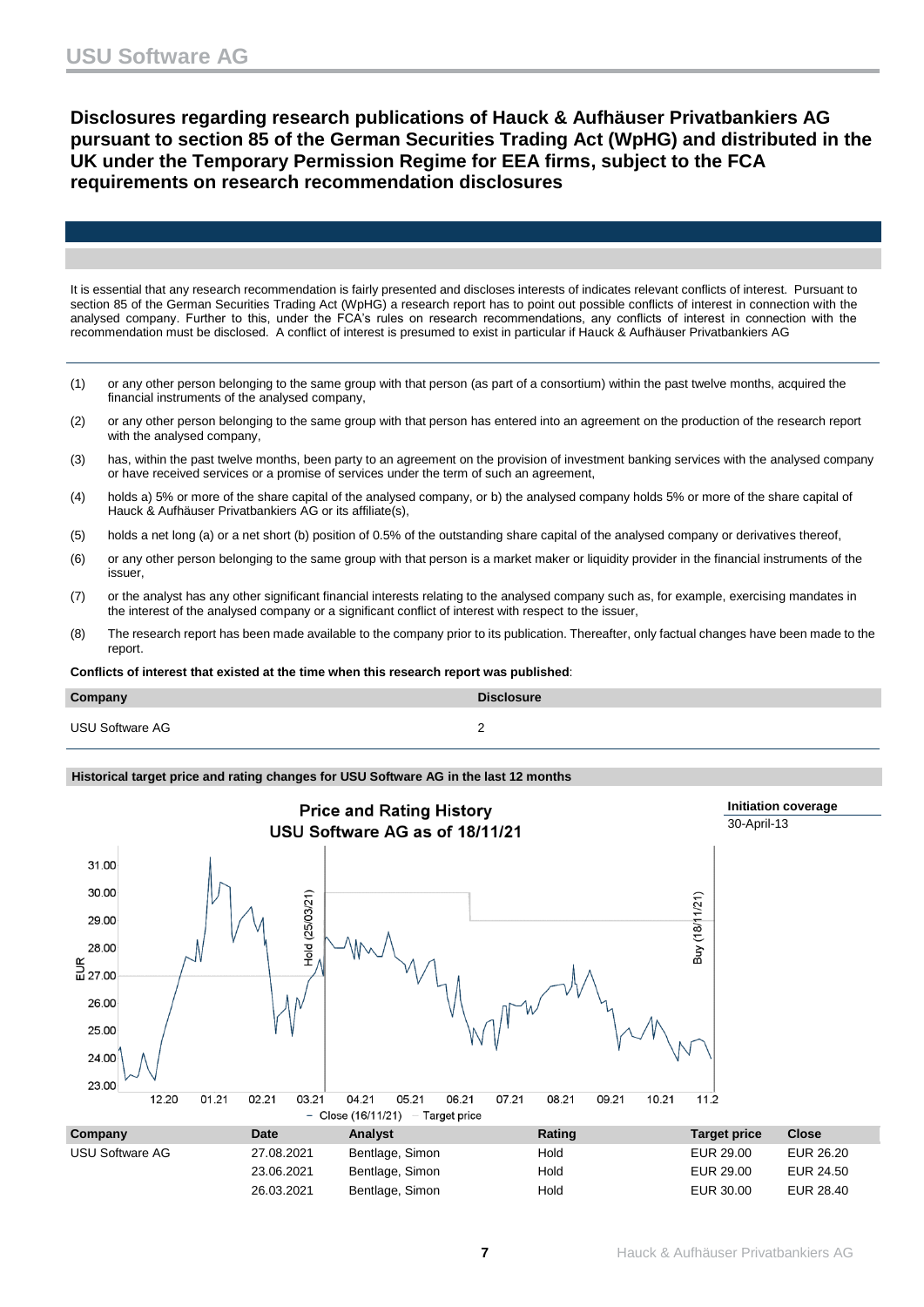## Disclosures regarding research publications of Hauck & Aufhäuser Privatbankiers AG pursuant to section 85 of the German Securities Trading Act (WpHG) and distributed in the UK under the Temporary Permission Regime for EEA firms, subject to the FCA requirements on research recommendation disclosures

It is essential that any research recommendation is fairly presented and discloses interests of indicates relevant conflicts of interest. Pursuant to section 85 of the German Securities Trading Act (WpHG) a research report has to point out possible conflicts of interest in connection with the analysed company. Further to this, under the FCA's rules on research recommendations, any conflicts of interest in connection with the recommendation must be disclosed. A conflict of interest is presumed to exist in particular if Hauck & Aufhäuser Privatbankiers AG

(1) or any other person belonging to the same group with that person (as part of a consortium) within the past twelve months, acquired the financial instruments of the analysed company,

(2) or any other person belonging to the same group with that person has entered into an agreement on the production of the research report with the analysed company,

(3) has, within the past twelve months, been party to an agreement on the provision of investment banking services with the analysed company or have received services or a promise of services under the term of such an agreement,

(4) holds a) 5% or more of the share capital of the analysed company, or b) the analysed company holds 5% or more of the share capital of Hauck & Aufhäuser Privatbankiers AG or its affiliate(s),

(5) holds a net long (a) or a net short (b) position of 0.5% of the outstanding share capital of the analysed company or derivatives thereof,

(6) or any other person belonging to the same group with that person is a market maker or liquidity provider in the financial instruments of the issuer,

(7) or the analyst has any other significant financial interests relating to the analysed company such as, for example, exercising mandates in the interest of the analysed company or a significant conflict of interest with respect to the issuer,

(8) The research report has been made available to the company prior to its publication. Thereafter, only factual changes have been made to the report.

**Conflicts of interest that existed at the time when this research report was published**:

| Company | Disclosure |
|---|---|
| USU Software AG | 2 |

**Historical target price and rating changes for USU Software AG in the last 12 months**

**Price and Rating History**
**USU Software AG as of 18/11/21**

**Initiation coverage**
30-April-13

| Company | Date | Analyst | Rating | Target price | Close |
|---|---|---|---|---|---|
| USU Software AG | 27.08.2021 | Bentlage, Simon | Hold | EUR 29.00 | EUR 26.20 |
| | 23.06.2021 | Bentlage, Simon | Hold | EUR 29.00 | EUR 24.50 |
| | 26.03.2021 | Bentlage, Simon | Hold | EUR 30.00 | EUR 28.40 |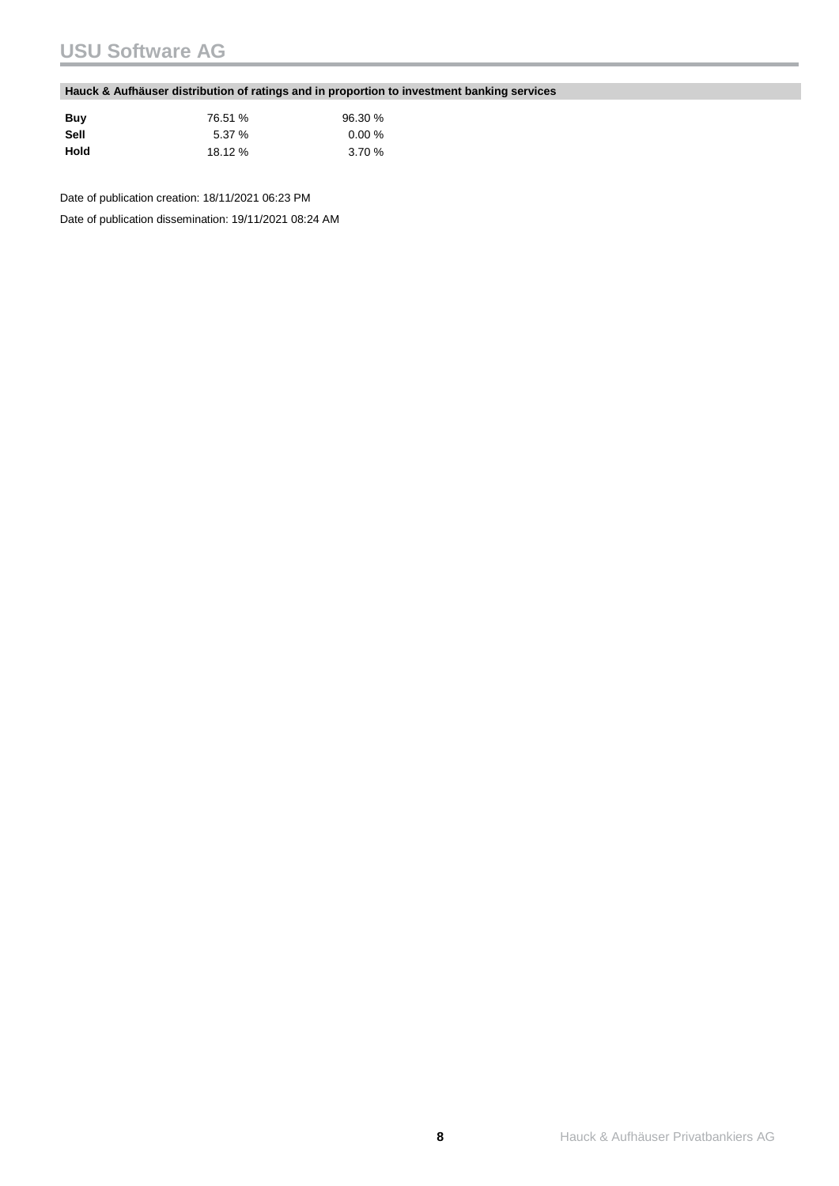### Hauck & Aufhäuser distribution of ratings and in proportion to investment banking services

| | | |
|---|---|---|
| **Buy** | 76.51 % | 96.30 % |
| **Sell** | 5.37 % | 0.00 % |
| **Hold** | 18.12 % | 3.70 % |

Date of publication creation: 18/11/2021 06:23 PM

Date of publication dissemination: 19/11/2021 08:24 AM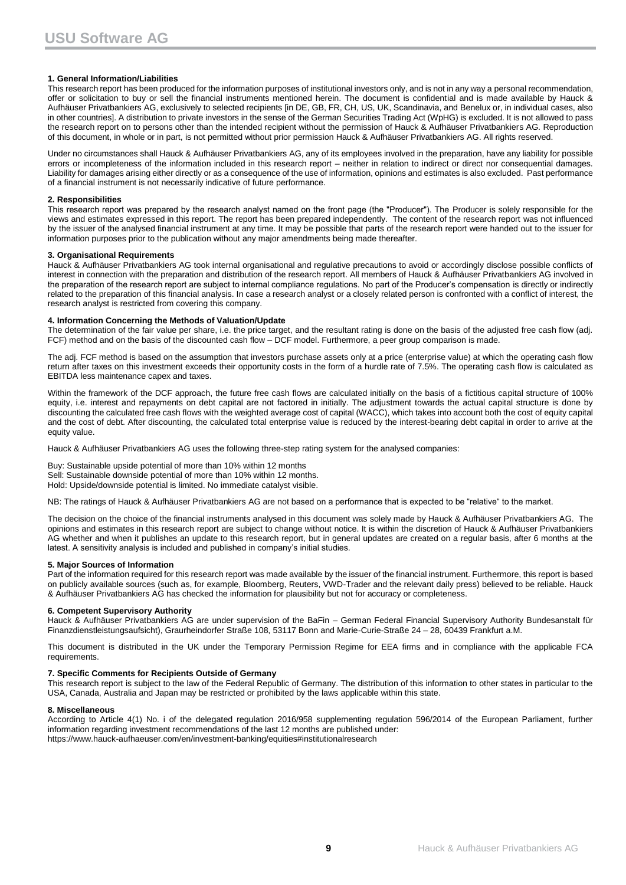**1. General Information/Liabilities**

This research report has been produced for the information purposes of institutional investors only, and is not in any way a personal recommendation, offer or solicitation to buy or sell the financial instruments mentioned herein. The document is confidential and is made available by Hauck & Aufhäuser Privatbankiers AG, exclusively to selected recipients [in DE, GB, FR, CH, US, UK, Scandinavia, and Benelux or, in individual cases, also in other countries]. A distribution to private investors in the sense of the German Securities Trading Act (WpHG) is excluded. It is not allowed to pass the research report on to persons other than the intended recipient without the permission of Hauck & Aufhäuser Privatbankiers AG. Reproduction of this document, in whole or in part, is not permitted without prior permission Hauck & Aufhäuser Privatbankiers AG. All rights reserved.

Under no circumstances shall Hauck & Aufhäuser Privatbankiers AG, any of its employees involved in the preparation, have any liability for possible errors or incompleteness of the information included in this research report – neither in relation to indirect or direct nor consequential damages. Liability for damages arising either directly or as a consequence of the use of information, opinions and estimates is also excluded. Past performance of a financial instrument is not necessarily indicative of future performance.

**2. Responsibilities**

This research report was prepared by the research analyst named on the front page (the "Producer"). The Producer is solely responsible for the views and estimates expressed in this report. The report has been prepared independently. The content of the research report was not influenced by the issuer of the analysed financial instrument at any time. It may be possible that parts of the research report were handed out to the issuer for information purposes prior to the publication without any major amendments being made thereafter.

**3. Organisational Requirements**

Hauck & Aufhäuser Privatbankiers AG took internal organisational and regulative precautions to avoid or accordingly disclose possible conflicts of interest in connection with the preparation and distribution of the research report. All members of Hauck & Aufhäuser Privatbankiers AG involved in the preparation of the research report are subject to internal compliance regulations. No part of the Producer's compensation is directly or indirectly related to the preparation of this financial analysis. In case a research analyst or a closely related person is confronted with a conflict of interest, the research analyst is restricted from covering this company.

**4. Information Concerning the Methods of Valuation/Update**

The determination of the fair value per share, i.e. the price target, and the resultant rating is done on the basis of the adjusted free cash flow (adj. FCF) method and on the basis of the discounted cash flow – DCF model. Furthermore, a peer group comparison is made.

The adj. FCF method is based on the assumption that investors purchase assets only at a price (enterprise value) at which the operating cash flow return after taxes on this investment exceeds their opportunity costs in the form of a hurdle rate of 7.5%. The operating cash flow is calculated as EBITDA less maintenance capex and taxes.

Within the framework of the DCF approach, the future free cash flows are calculated initially on the basis of a fictitious capital structure of 100% equity, i.e. interest and repayments on debt capital are not factored in initially. The adjustment towards the actual capital structure is done by discounting the calculated free cash flows with the weighted average cost of capital (WACC), which takes into account both the cost of equity capital and the cost of debt. After discounting, the calculated total enterprise value is reduced by the interest-bearing debt capital in order to arrive at the equity value.

Hauck & Aufhäuser Privatbankiers AG uses the following three-step rating system for the analysed companies:

Buy: Sustainable upside potential of more than 10% within 12 months
Sell: Sustainable downside potential of more than 10% within 12 months.
Hold: Upside/downside potential is limited. No immediate catalyst visible.

NB: The ratings of Hauck & Aufhäuser Privatbankiers AG are not based on a performance that is expected to be "relative" to the market.

The decision on the choice of the financial instruments analysed in this document was solely made by Hauck & Aufhäuser Privatbankiers AG. The opinions and estimates in this research report are subject to change without notice. It is within the discretion of Hauck & Aufhäuser Privatbankiers AG whether and when it publishes an update to this research report, but in general updates are created on a regular basis, after 6 months at the latest. A sensitivity analysis is included and published in company's initial studies.

**5. Major Sources of Information**

Part of the information required for this research report was made available by the issuer of the financial instrument. Furthermore, this report is based on publicly available sources (such as, for example, Bloomberg, Reuters, VWD-Trader and the relevant daily press) believed to be reliable. Hauck & Aufhäuser Privatbankiers AG has checked the information for plausibility but not for accuracy or completeness.

**6. Competent Supervisory Authority**

Hauck & Aufhäuser Privatbankiers AG are under supervision of the BaFin – German Federal Financial Supervisory Authority Bundesanstalt für Finanzdienstleistungsaufsicht), Graurheindorfer Straße 108, 53117 Bonn and Marie-Curie-Straße 24 – 28, 60439 Frankfurt a.M.

This document is distributed in the UK under the Temporary Permission Regime for EEA firms and in compliance with the applicable FCA requirements.

**7. Specific Comments for Recipients Outside of Germany**

This research report is subject to the law of the Federal Republic of Germany. The distribution of this information to other states in particular to the USA, Canada, Australia and Japan may be restricted or prohibited by the laws applicable within this state.

**8. Miscellaneous**

According to Article 4(1) No. i of the delegated regulation 2016/958 supplementing regulation 596/2014 of the European Parliament, further information regarding investment recommendations of the last 12 months are published under:
https://www.hauck-aufhaeuser.com/en/investment-banking/equities#institutionalresearch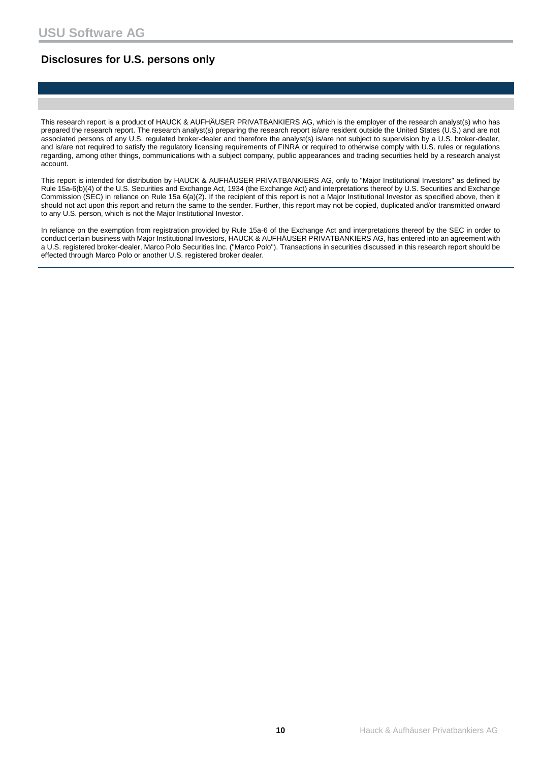## Disclosures for U.S. persons only

This research report is a product of HAUCK & AUFHÄUSER PRIVATBANKIERS AG, which is the employer of the research analyst(s) who has prepared the research report. The research analyst(s) preparing the research report is/are resident outside the United States (U.S.) and are not associated persons of any U.S. regulated broker-dealer and therefore the analyst(s) is/are not subject to supervision by a U.S. broker-dealer, and is/are not required to satisfy the regulatory licensing requirements of FINRA or required to otherwise comply with U.S. rules or regulations regarding, among other things, communications with a subject company, public appearances and trading securities held by a research analyst account.

This report is intended for distribution by HAUCK & AUFHÄUSER PRIVATBANKIERS AG, only to "Major Institutional Investors" as defined by Rule 15a-6(b)(4) of the U.S. Securities and Exchange Act, 1934 (the Exchange Act) and interpretations thereof by U.S. Securities and Exchange Commission (SEC) in reliance on Rule 15a 6(a)(2). If the recipient of this report is not a Major Institutional Investor as specified above, then it should not act upon this report and return the same to the sender. Further, this report may not be copied, duplicated and/or transmitted onward to any U.S. person, which is not the Major Institutional Investor.

In reliance on the exemption from registration provided by Rule 15a-6 of the Exchange Act and interpretations thereof by the SEC in order to conduct certain business with Major Institutional Investors, HAUCK & AUFHÄUSER PRIVATBANKIERS AG, has entered into an agreement with a U.S. registered broker-dealer, Marco Polo Securities Inc. ("Marco Polo"). Transactions in securities discussed in this research report should be effected through Marco Polo or another U.S. registered broker dealer.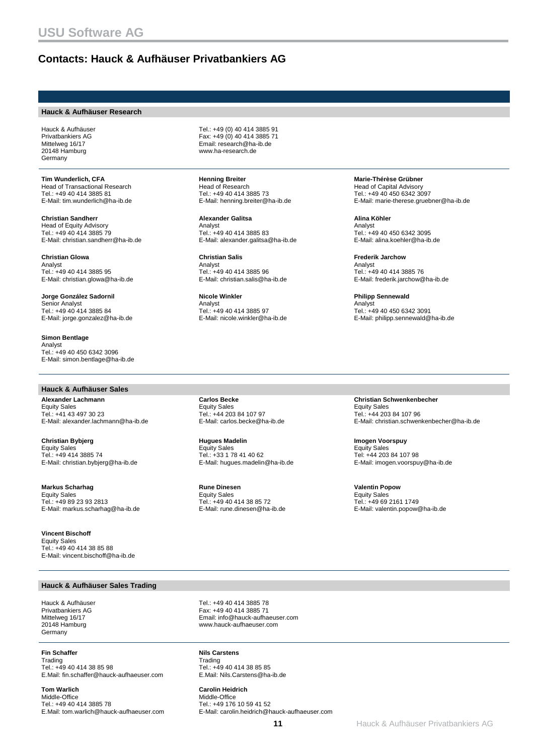# Contacts: Hauck & Aufhäuser Privatbankiers AG

## Hauck & Aufhäuser Research

Hauck & Aufhäuser
Privatbankiers AG
Mittelweg 16/17
20148 Hamburg
Germany

Tel.: +49 (0) 40 414 3885 91
Fax: +49 (0) 40 414 3885 71
Email: research@ha-ib.de
www.ha-research.de

**Tim Wunderlich, CFA**
Head of Transactional Research
Tel.: +49 40 414 3885 81
E-Mail: tim.wunderlich@ha-ib.de

**Christian Sandherr**
Head of Equity Advisory
Tel.: +49 40 414 3885 79
E-Mail: christian.sandherr@ha-ib.de

**Christian Glowa**
Analyst
Tel.: +49 40 414 3885 95
E-Mail: christian.glowa@ha-ib.de

**Jorge González Sadornil**
Senior Analyst
Tel.: +49 40 414 3885 84
E-Mail: jorge.gonzalez@ha-ib.de

**Simon Bentlage**
Analyst
Tel.: +49 40 450 6342 3096
E-Mail: simon.bentlage@ha-ib.de

**Henning Breiter**
Head of Research
Tel.: +49 40 414 3885 73
E-Mail: henning.breiter@ha-ib.de

**Alexander Galitsa**
Analyst
Tel.: +49 40 414 3885 83
E-Mail: alexander.galitsa@ha-ib.de

**Christian Salis**
Analyst
Tel.: +49 40 414 3885 96
E-Mail: christian.salis@ha-ib.de

**Nicole Winkler**
Analyst
Tel.: +49 40 414 3885 97
E-Mail: nicole.winkler@ha-ib.de

**Marie-Thérèse Grübner**
Head of Capital Advisory
Tel.: +49 40 450 6342 3097
E-Mail: marie-therese.gruebner@ha-ib.de

**Alina Köhler**
Analyst
Tel.: +49 40 450 6342 3095
E-Mail: alina.koehler@ha-ib.de

**Frederik Jarchow**
Analyst
Tel.: +49 40 414 3885 76
E-Mail: frederik.jarchow@ha-ib.de

**Philipp Sennewald**
Analyst
Tel.: +49 40 450 6342 3091
E-Mail: philipp.sennewald@ha-ib.de

## Hauck & Aufhäuser Sales

**Alexander Lachmann**
Equity Sales
Tel.: +41 43 497 30 23
E-Mail: alexander.lachmann@ha-ib.de

**Christian Bybjerg**
Equity Sales
Tel.: +49 414 3885 74
E-Mail: christian.bybjerg@ha-ib.de

**Markus Scharhag**
Equity Sales
Tel.: +49 89 23 93 2813
E-Mail: markus.scharhag@ha-ib.de

**Vincent Bischoff**
Equity Sales
Tel.: +49 40 414 38 85 88
E-Mail: vincent.bischoff@ha-ib.de

**Carlos Becke**
Equity Sales
Tel.: +44 203 84 107 97
E-Mail: carlos.becke@ha-ib.de

**Hugues Madelin**
Equity Sales
Tel.: +33 1 78 41 40 62
E-Mail: hugues.madelin@ha-ib.de

**Rune Dinesen**
Equity Sales
Tel.: +49 40 414 38 85 72
E-Mail: rune.dinesen@ha-ib.de

**Christian Schwenkenbecher**
Equity Sales
Tel.: +44 203 84 107 96
E-Mail: christian.schwenkenbecher@ha-ib.de

**Imogen Voorspuy**
Equity Sales
Tel: +44 203 84 107 98
E-Mail: imogen.voorspuy@ha-ib.de

**Valentin Popow**
Equity Sales
Tel.: +49 69 2161 1749
E-Mail: valentin.popow@ha-ib.de

## Hauck & Aufhäuser Sales Trading

Hauck & Aufhäuser
Privatbankiers AG
Mittelweg 16/17
20148 Hamburg
Germany

Tel.: +49 40 414 3885 78
Fax: +49 40 414 3885 71
Email: info@hauck-aufhaeuser.com
www.hauck-aufhaeuser.com

**Fin Schaffer**
Trading
Tel.: +49 40 414 38 85 98
E.Mail: fin.schaffer@hauck-aufhaeuser.com

**Tom Warlich**
Middle-Office
Tel.: +49 40 414 3885 78
E.Mail: tom.warlich@hauck-aufhaeuser.com

**Nils Carstens**
Trading
Tel.: +49 40 414 38 85 85
E.Mail: Nils.Carstens@ha-ib.de

**Carolin Heidrich**
Middle-Office
Tel.: +49 176 10 59 41 52
E-Mail: carolin.heidrich@hauck-aufhaeuser.com